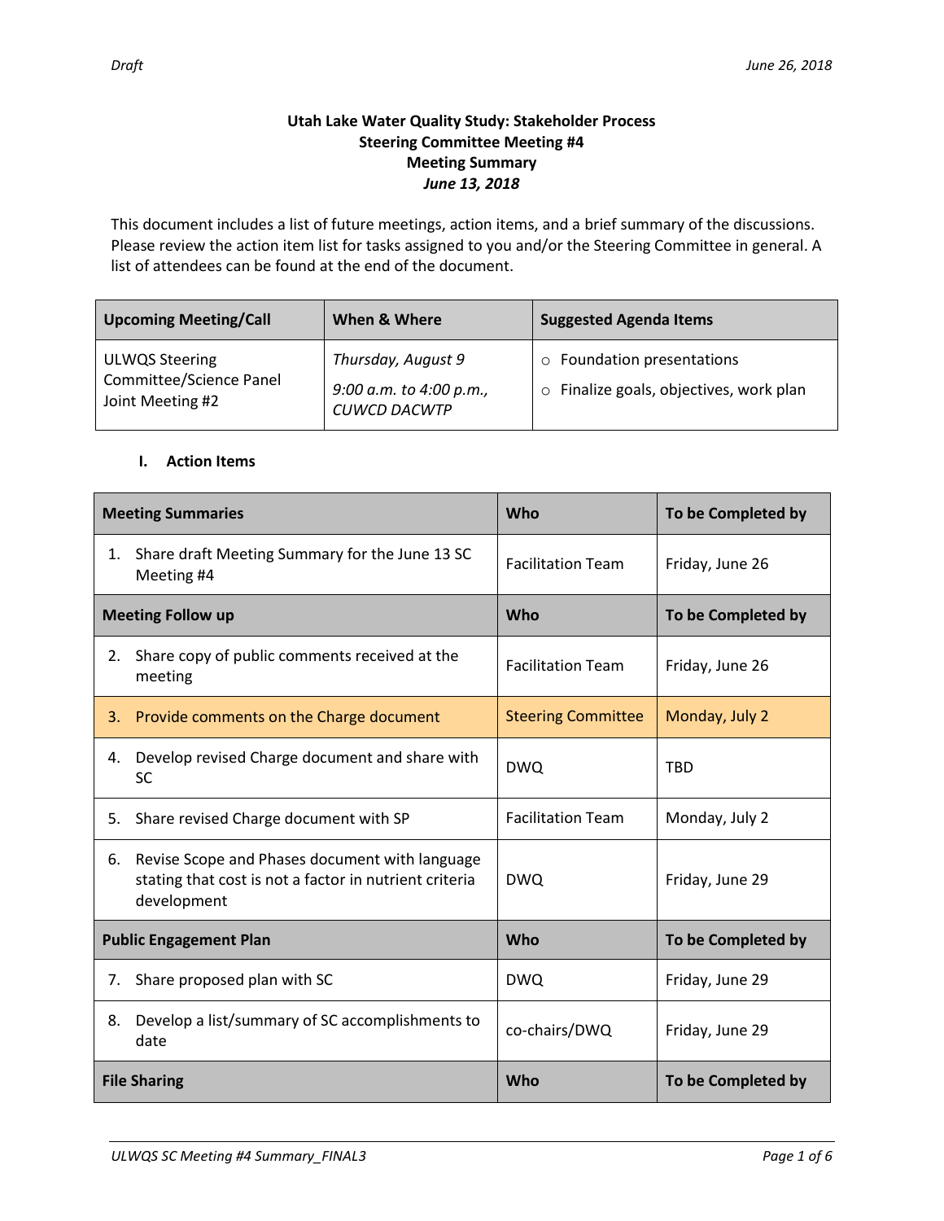# Utah Lake Water Quality Study: Stakeholder Process
## Steering Committee Meeting #4
## Meeting Summary
### *June 13, 2018*

This document includes a list of future meetings, action items, and a brief summary of the discussions. Please review the action item list for tasks assigned to you and/or the Steering Committee in general. A list of attendees can be found at the end of the document.

| Upcoming Meeting/Call | When & Where | Suggested Agenda Items |
|---|---|---|
| ULWQS Steering Committee/Science Panel Joint Meeting #2 | *Thursday, August 9*<br>*9:00 a.m. to 4:00 p.m., CUWCD DACWTP* | ○ Foundation presentations<br>○ Finalize goals, objectives, work plan |

## I. Action Items

| Meeting Summaries | Who | To be Completed by |
|---|---|---|
| 1. Share draft Meeting Summary for the June 13 SC Meeting #4 | Facilitation Team | Friday, June 26 |
| **Meeting Follow up** | **Who** | **To be Completed by** |
| 2. Share copy of public comments received at the meeting | Facilitation Team | Friday, June 26 |
| 3. Provide comments on the Charge document | Steering Committee | Monday, July 2 |
| 4. Develop revised Charge document and share with SC | DWQ | TBD |
| 5. Share revised Charge document with SP | Facilitation Team | Monday, July 2 |
| 6. Revise Scope and Phases document with language stating that cost is not a factor in nutrient criteria development | DWQ | Friday, June 29 |
| **Public Engagement Plan** | **Who** | **To be Completed by** |
| 7. Share proposed plan with SC | DWQ | Friday, June 29 |
| 8. Develop a list/summary of SC accomplishments to date | co-chairs/DWQ | Friday, June 29 |
| **File Sharing** | **Who** | **To be Completed by** |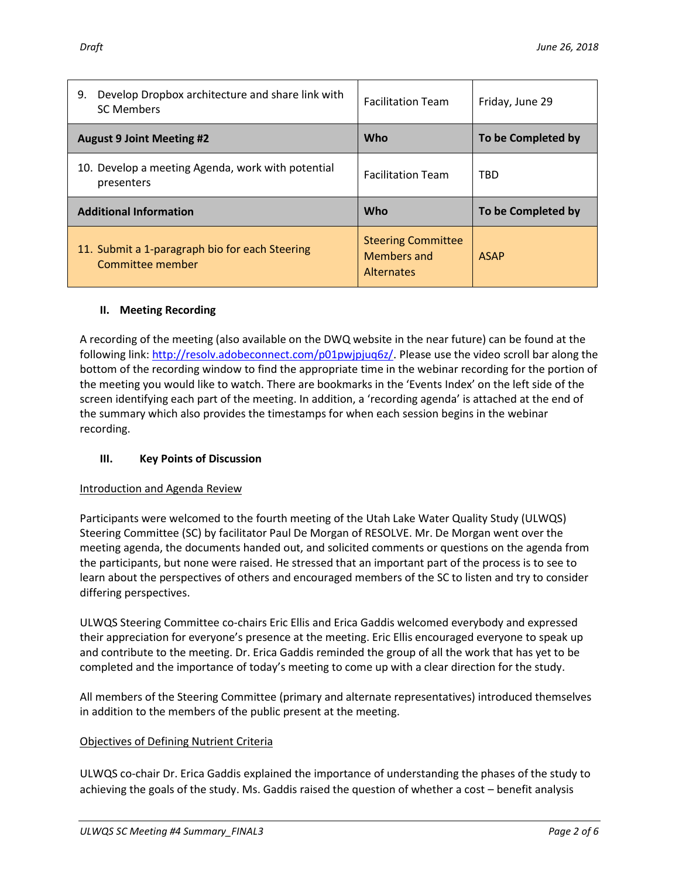| 9. Develop Dropbox architecture and share link with SC Members | Facilitation Team | Friday, June 29 |
|---|---|---|
| **August 9 Joint Meeting #2** | **Who** | **To be Completed by** |
| 10. Develop a meeting Agenda, work with potential presenters | Facilitation Team | TBD |
| **Additional Information** | **Who** | **To be Completed by** |
| 11. Submit a 1-paragraph bio for each Steering Committee member | Steering Committee Members and Alternates | ASAP |

## II. Meeting Recording

A recording of the meeting (also available on the DWQ website in the near future) can be found at the following link: http://resolv.adobeconnect.com/p01pwjpjuq6z/. Please use the video scroll bar along the bottom of the recording window to find the appropriate time in the webinar recording for the portion of the meeting you would like to watch. There are bookmarks in the 'Events Index' on the left side of the screen identifying each part of the meeting. In addition, a 'recording agenda' is attached at the end of the summary which also provides the timestamps for when each session begins in the webinar recording.

## III. Key Points of Discussion

Introduction and Agenda Review

Participants were welcomed to the fourth meeting of the Utah Lake Water Quality Study (ULWQS) Steering Committee (SC) by facilitator Paul De Morgan of RESOLVE. Mr. De Morgan went over the meeting agenda, the documents handed out, and solicited comments or questions on the agenda from the participants, but none were raised. He stressed that an important part of the process is to see to learn about the perspectives of others and encouraged members of the SC to listen and try to consider differing perspectives.

ULWQS Steering Committee co-chairs Eric Ellis and Erica Gaddis welcomed everybody and expressed their appreciation for everyone's presence at the meeting. Eric Ellis encouraged everyone to speak up and contribute to the meeting. Dr. Erica Gaddis reminded the group of all the work that has yet to be completed and the importance of today's meeting to come up with a clear direction for the study.

All members of the Steering Committee (primary and alternate representatives) introduced themselves in addition to the members of the public present at the meeting.

Objectives of Defining Nutrient Criteria

ULWQS co-chair Dr. Erica Gaddis explained the importance of understanding the phases of the study to achieving the goals of the study. Ms. Gaddis raised the question of whether a cost – benefit analysis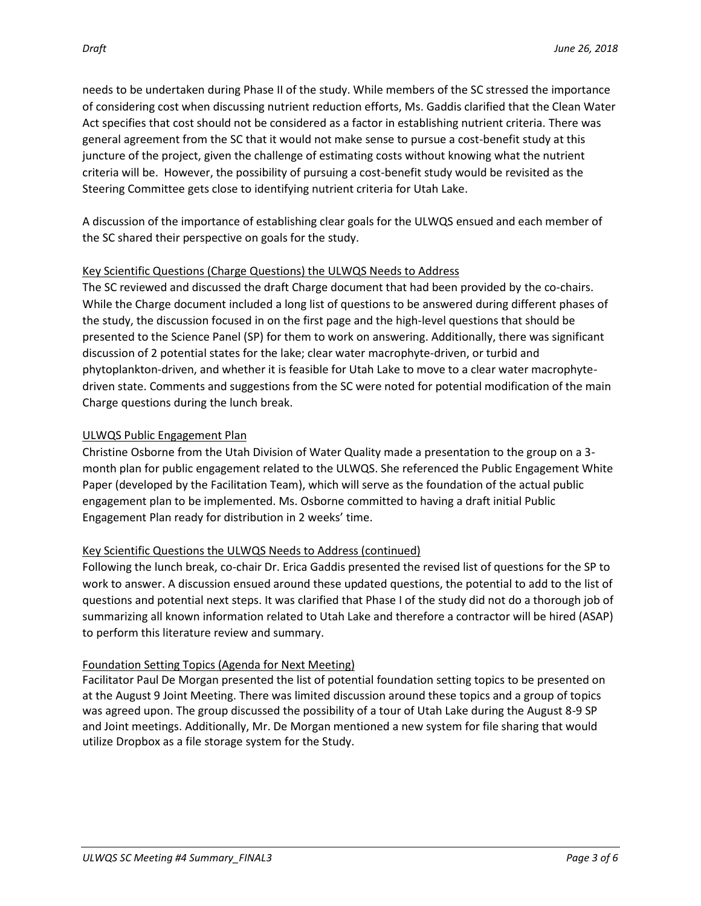needs to be undertaken during Phase II of the study. While members of the SC stressed the importance of considering cost when discussing nutrient reduction efforts, Ms. Gaddis clarified that the Clean Water Act specifies that cost should not be considered as a factor in establishing nutrient criteria. There was general agreement from the SC that it would not make sense to pursue a cost-benefit study at this juncture of the project, given the challenge of estimating costs without knowing what the nutrient criteria will be. However, the possibility of pursuing a cost-benefit study would be revisited as the Steering Committee gets close to identifying nutrient criteria for Utah Lake.

A discussion of the importance of establishing clear goals for the ULWQS ensued and each member of the SC shared their perspective on goals for the study.

<u>Key Scientific Questions (Charge Questions) the ULWQS Needs to Address</u>

The SC reviewed and discussed the draft Charge document that had been provided by the co-chairs. While the Charge document included a long list of questions to be answered during different phases of the study, the discussion focused in on the first page and the high-level questions that should be presented to the Science Panel (SP) for them to work on answering. Additionally, there was significant discussion of 2 potential states for the lake; clear water macrophyte-driven, or turbid and phytoplankton-driven, and whether it is feasible for Utah Lake to move to a clear water macrophyte-driven state. Comments and suggestions from the SC were noted for potential modification of the main Charge questions during the lunch break.

<u>ULWQS Public Engagement Plan</u>

Christine Osborne from the Utah Division of Water Quality made a presentation to the group on a 3-month plan for public engagement related to the ULWQS. She referenced the Public Engagement White Paper (developed by the Facilitation Team), which will serve as the foundation of the actual public engagement plan to be implemented. Ms. Osborne committed to having a draft initial Public Engagement Plan ready for distribution in 2 weeks' time.

<u>Key Scientific Questions the ULWQS Needs to Address (continued)</u>

Following the lunch break, co-chair Dr. Erica Gaddis presented the revised list of questions for the SP to work to answer. A discussion ensued around these updated questions, the potential to add to the list of questions and potential next steps. It was clarified that Phase I of the study did not do a thorough job of summarizing all known information related to Utah Lake and therefore a contractor will be hired (ASAP) to perform this literature review and summary.

<u>Foundation Setting Topics (Agenda for Next Meeting)</u>

Facilitator Paul De Morgan presented the list of potential foundation setting topics to be presented on at the August 9 Joint Meeting. There was limited discussion around these topics and a group of topics was agreed upon. The group discussed the possibility of a tour of Utah Lake during the August 8-9 SP and Joint meetings. Additionally, Mr. De Morgan mentioned a new system for file sharing that would utilize Dropbox as a file storage system for the Study.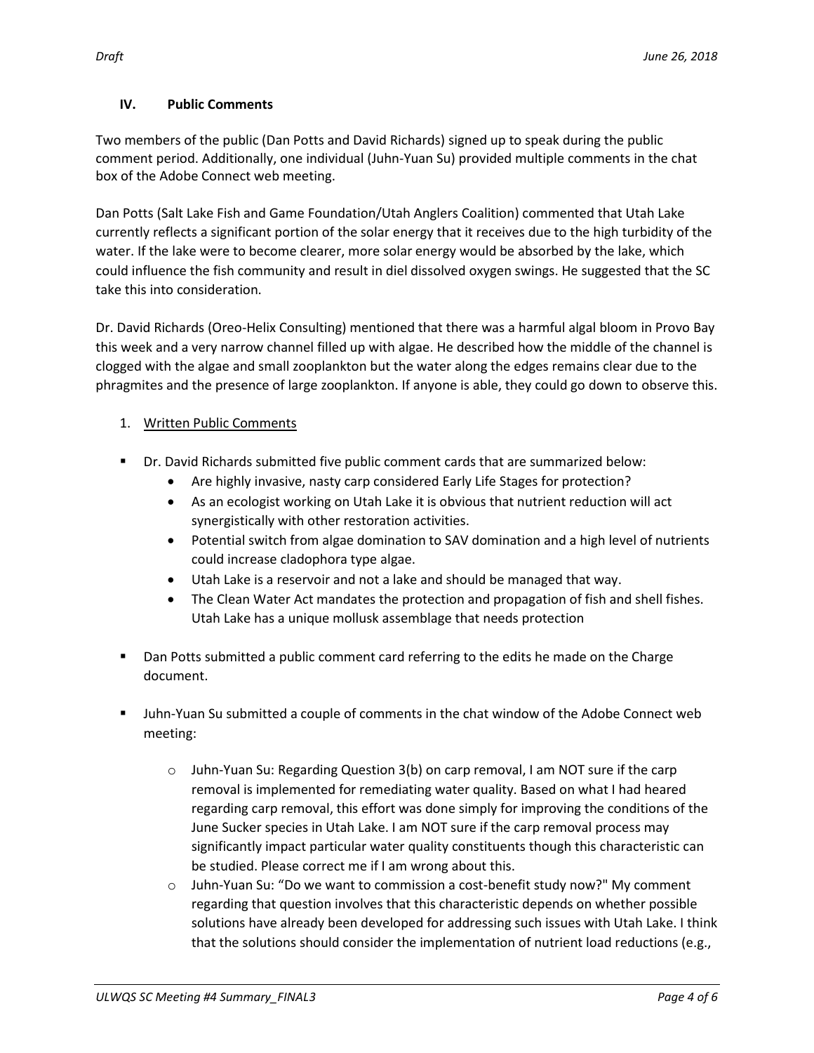### IV. Public Comments

Two members of the public (Dan Potts and David Richards) signed up to speak during the public comment period. Additionally, one individual (Juhn-Yuan Su) provided multiple comments in the chat box of the Adobe Connect web meeting.

Dan Potts (Salt Lake Fish and Game Foundation/Utah Anglers Coalition) commented that Utah Lake currently reflects a significant portion of the solar energy that it receives due to the high turbidity of the water. If the lake were to become clearer, more solar energy would be absorbed by the lake, which could influence the fish community and result in diel dissolved oxygen swings. He suggested that the SC take this into consideration.

Dr. David Richards (Oreo-Helix Consulting) mentioned that there was a harmful algal bloom in Provo Bay this week and a very narrow channel filled up with algae. He described how the middle of the channel is clogged with the algae and small zooplankton but the water along the edges remains clear due to the phragmites and the presence of large zooplankton. If anyone is able, they could go down to observe this.

1. Written Public Comments

- Dr. David Richards submitted five public comment cards that are summarized below:
  - Are highly invasive, nasty carp considered Early Life Stages for protection?
  - As an ecologist working on Utah Lake it is obvious that nutrient reduction will act synergistically with other restoration activities.
  - Potential switch from algae domination to SAV domination and a high level of nutrients could increase cladophora type algae.
  - Utah Lake is a reservoir and not a lake and should be managed that way.
  - The Clean Water Act mandates the protection and propagation of fish and shell fishes. Utah Lake has a unique mollusk assemblage that needs protection

- Dan Potts submitted a public comment card referring to the edits he made on the Charge document.

- Juhn-Yuan Su submitted a couple of comments in the chat window of the Adobe Connect web meeting:
  - Juhn-Yuan Su: Regarding Question 3(b) on carp removal, I am NOT sure if the carp removal is implemented for remediating water quality. Based on what I had heared regarding carp removal, this effort was done simply for improving the conditions of the June Sucker species in Utah Lake. I am NOT sure if the carp removal process may significantly impact particular water quality constituents though this characteristic can be studied. Please correct me if I am wrong about this.
  - Juhn-Yuan Su: "Do we want to commission a cost-benefit study now?" My comment regarding that question involves that this characteristic depends on whether possible solutions have already been developed for addressing such issues with Utah Lake. I think that the solutions should consider the implementation of nutrient load reductions (e.g.,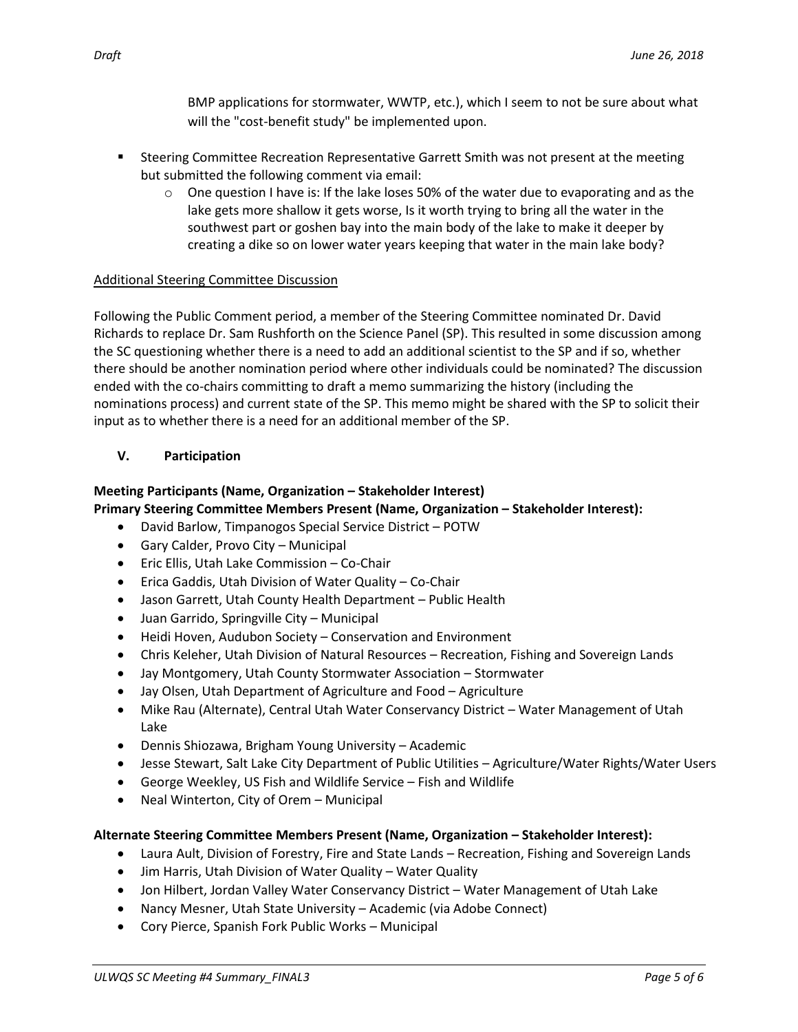BMP applications for stormwater, WWTP, etc.), which I seem to not be sure about what will the "cost-benefit study" be implemented upon.

- Steering Committee Recreation Representative Garrett Smith was not present at the meeting but submitted the following comment via email:
  - One question I have is: If the lake loses 50% of the water due to evaporating and as the lake gets more shallow it gets worse, Is it worth trying to bring all the water in the southwest part or goshen bay into the main body of the lake to make it deeper by creating a dike so on lower water years keeping that water in the main lake body?

Additional Steering Committee Discussion

Following the Public Comment period, a member of the Steering Committee nominated Dr. David Richards to replace Dr. Sam Rushforth on the Science Panel (SP). This resulted in some discussion among the SC questioning whether there is a need to add an additional scientist to the SP and if so, whether there should be another nomination period where other individuals could be nominated? The discussion ended with the co-chairs committing to draft a memo summarizing the history (including the nominations process) and current state of the SP. This memo might be shared with the SP to solicit their input as to whether there is a need for an additional member of the SP.

## V. Participation

**Meeting Participants (Name, Organization – Stakeholder Interest)**

**Primary Steering Committee Members Present (Name, Organization – Stakeholder Interest):**

- David Barlow, Timpanogos Special Service District – POTW
- Gary Calder, Provo City – Municipal
- Eric Ellis, Utah Lake Commission – Co-Chair
- Erica Gaddis, Utah Division of Water Quality – Co-Chair
- Jason Garrett, Utah County Health Department – Public Health
- Juan Garrido, Springville City – Municipal
- Heidi Hoven, Audubon Society – Conservation and Environment
- Chris Keleher, Utah Division of Natural Resources – Recreation, Fishing and Sovereign Lands
- Jay Montgomery, Utah County Stormwater Association – Stormwater
- Jay Olsen, Utah Department of Agriculture and Food – Agriculture
- Mike Rau (Alternate), Central Utah Water Conservancy District – Water Management of Utah Lake
- Dennis Shiozawa, Brigham Young University – Academic
- Jesse Stewart, Salt Lake City Department of Public Utilities – Agriculture/Water Rights/Water Users
- George Weekley, US Fish and Wildlife Service – Fish and Wildlife
- Neal Winterton, City of Orem – Municipal

**Alternate Steering Committee Members Present (Name, Organization – Stakeholder Interest):**

- Laura Ault, Division of Forestry, Fire and State Lands – Recreation, Fishing and Sovereign Lands
- Jim Harris, Utah Division of Water Quality – Water Quality
- Jon Hilbert, Jordan Valley Water Conservancy District – Water Management of Utah Lake
- Nancy Mesner, Utah State University – Academic (via Adobe Connect)
- Cory Pierce, Spanish Fork Public Works – Municipal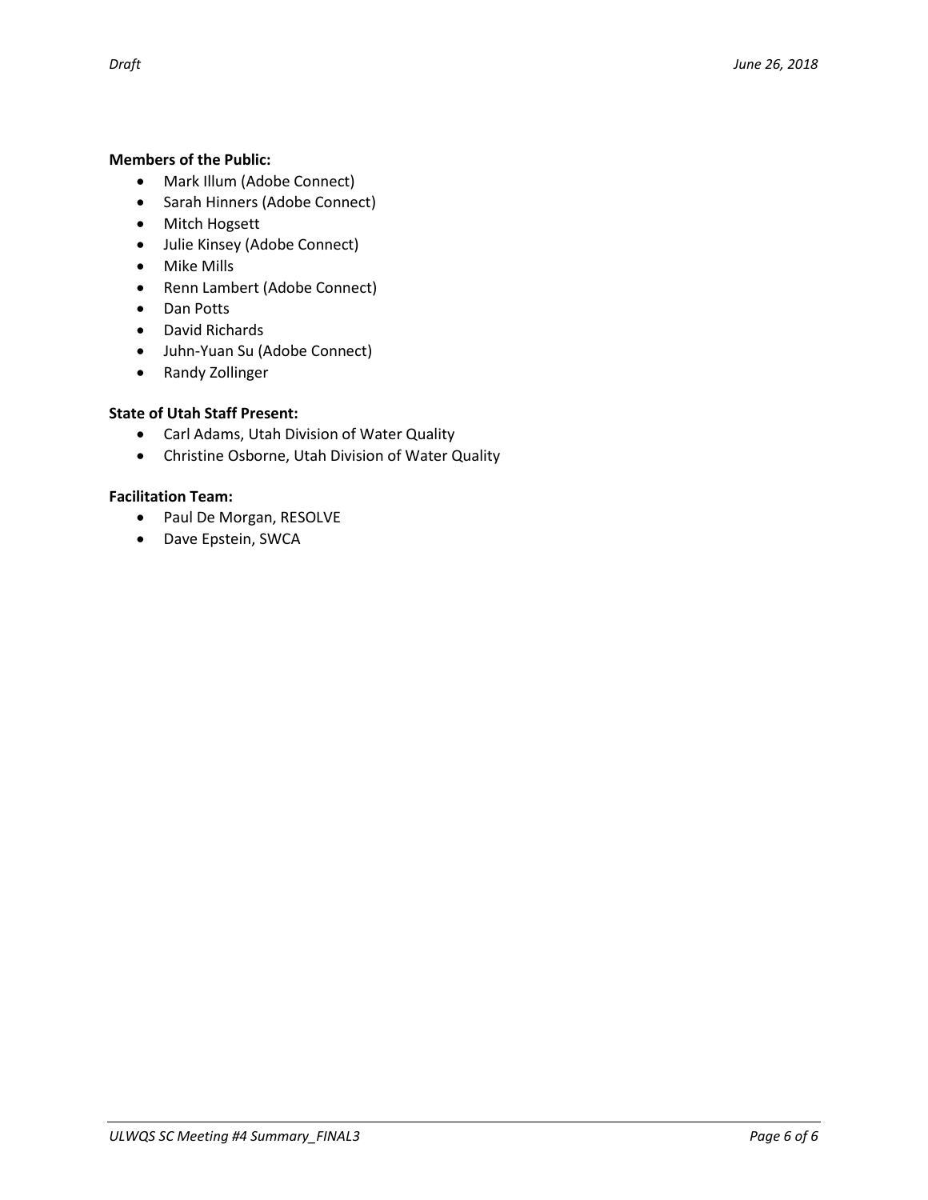**Members of the Public:**

- Mark Illum (Adobe Connect)
- Sarah Hinners (Adobe Connect)
- Mitch Hogsett
- Julie Kinsey (Adobe Connect)
- Mike Mills
- Renn Lambert (Adobe Connect)
- Dan Potts
- David Richards
- Juhn-Yuan Su (Adobe Connect)
- Randy Zollinger

**State of Utah Staff Present:**

- Carl Adams, Utah Division of Water Quality
- Christine Osborne, Utah Division of Water Quality

**Facilitation Team:**

- Paul De Morgan, RESOLVE
- Dave Epstein, SWCA